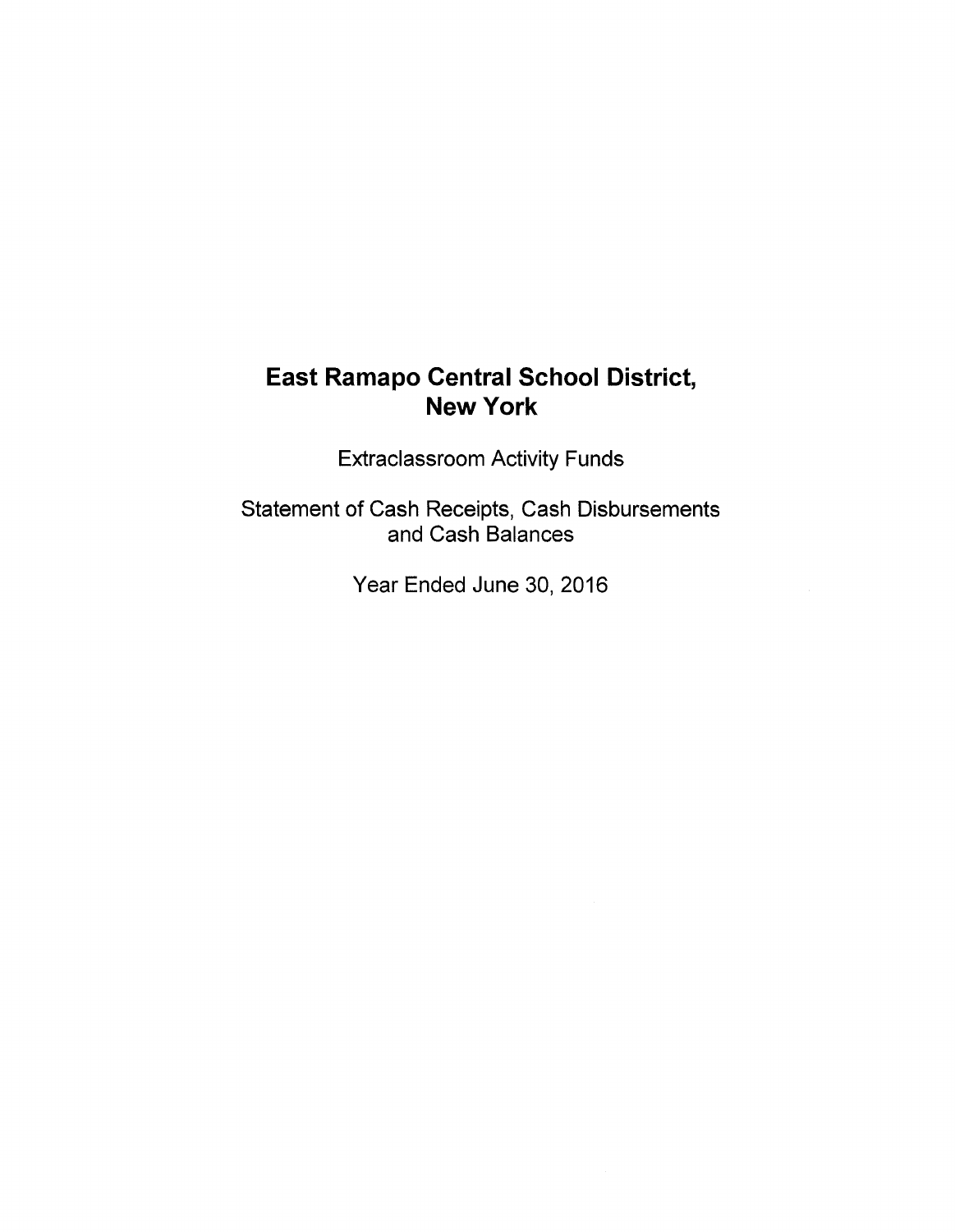# East Ramapo Central School District, New York

Extraclassroom Activity Funds

Statement of Cash Receipts, Cash Disbursements and Cash Balances

Year Ended June 30, 2016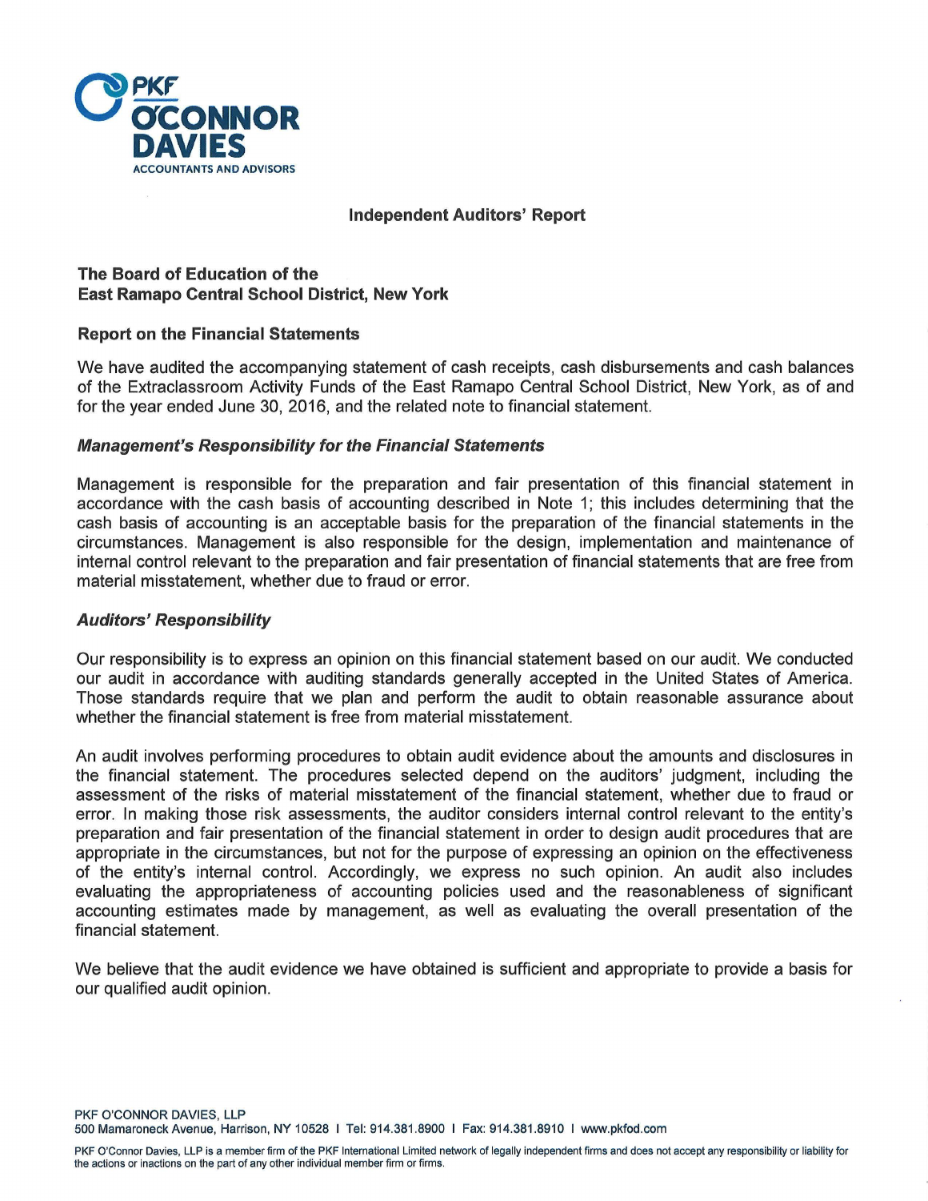# Independent Auditors' Report

**The Board of Education of the**
**East Ramapo Central School District, New York**

## Report on the Financial Statements

We have audited the accompanying statement of cash receipts, cash disbursements and cash balances of the Extraclassroom Activity Funds of the East Ramapo Central School District, New York, as of and for the year ended June 30, 2016, and the related note to financial statement.

### *Management's Responsibility for the Financial Statements*

Management is responsible for the preparation and fair presentation of this financial statement in accordance with the cash basis of accounting described in Note 1; this includes determining that the cash basis of accounting is an acceptable basis for the preparation of the financial statements in the circumstances. Management is also responsible for the design, implementation and maintenance of internal control relevant to the preparation and fair presentation of financial statements that are free from material misstatement, whether due to fraud or error.

### *Auditors' Responsibility*

Our responsibility is to express an opinion on this financial statement based on our audit. We conducted our audit in accordance with auditing standards generally accepted in the United States of America. Those standards require that we plan and perform the audit to obtain reasonable assurance about whether the financial statement is free from material misstatement.

An audit involves performing procedures to obtain audit evidence about the amounts and disclosures in the financial statement. The procedures selected depend on the auditors' judgment, including the assessment of the risks of material misstatement of the financial statement, whether due to fraud or error. In making those risk assessments, the auditor considers internal control relevant to the entity's preparation and fair presentation of the financial statement in order to design audit procedures that are appropriate in the circumstances, but not for the purpose of expressing an opinion on the effectiveness of the entity's internal control. Accordingly, we express no such opinion. An audit also includes evaluating the appropriateness of accounting policies used and the reasonableness of significant accounting estimates made by management, as well as evaluating the overall presentation of the financial statement.

We believe that the audit evidence we have obtained is sufficient and appropriate to provide a basis for our qualified audit opinion.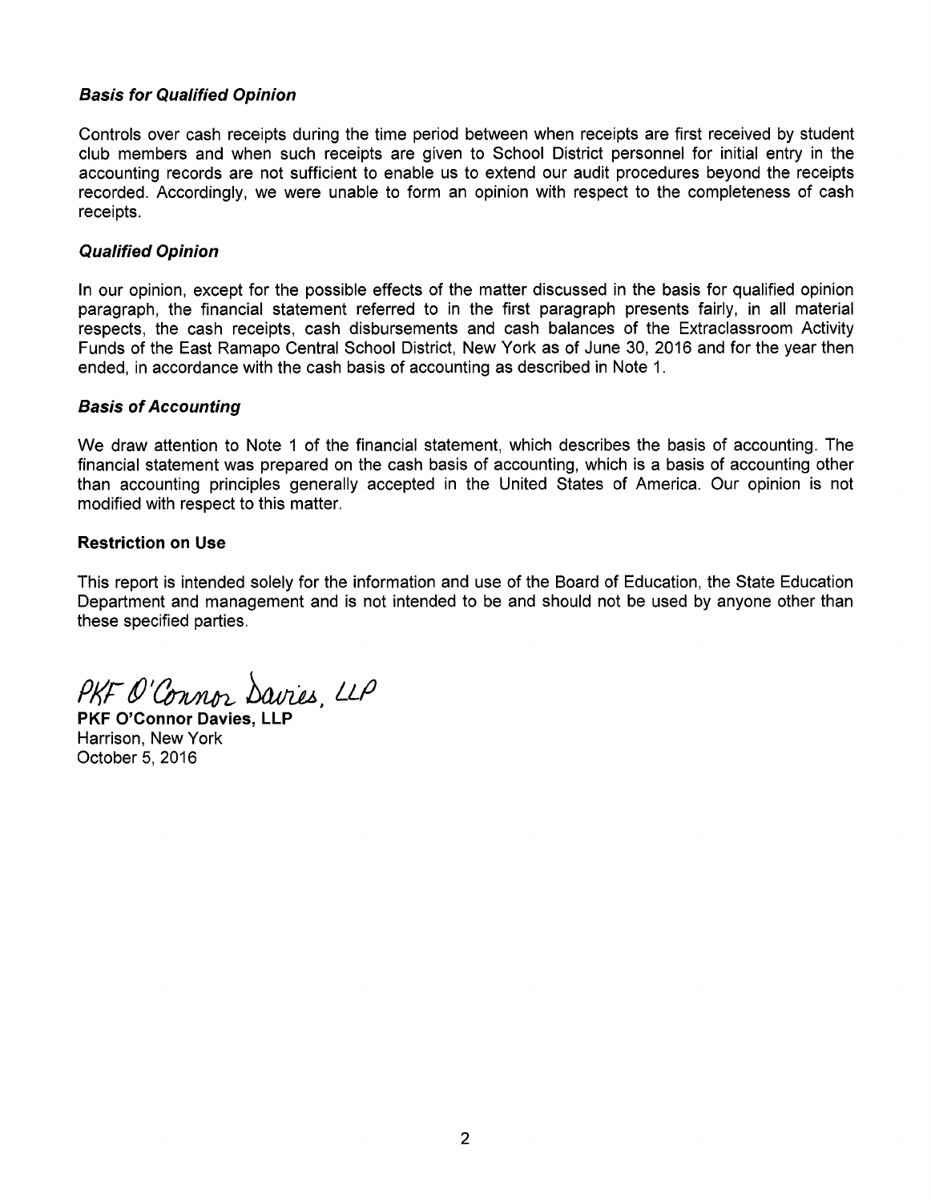### *Basis for Qualified Opinion*

Controls over cash receipts during the time period between when receipts are first received by student club members and when such receipts are given to School District personnel for initial entry in the accounting records are not sufficient to enable us to extend our audit procedures beyond the receipts recorded. Accordingly, we were unable to form an opinion with respect to the completeness of cash receipts.

### *Qualified Opinion*

In our opinion, except for the possible effects of the matter discussed in the basis for qualified opinion paragraph, the financial statement referred to in the first paragraph presents fairly, in all material respects, the cash receipts, cash disbursements and cash balances of the Extraclassroom Activity Funds of the East Ramapo Central School District, New York as of June 30, 2016 and for the year then ended, in accordance with the cash basis of accounting as described in Note 1.

### *Basis of Accounting*

We draw attention to Note 1 of the financial statement, which describes the basis of accounting. The financial statement was prepared on the cash basis of accounting, which is a basis of accounting other than accounting principles generally accepted in the United States of America. Our opinion is not modified with respect to this matter.

### Restriction on Use

This report is intended solely for the information and use of the Board of Education, the State Education Department and management and is not intended to be and should not be used by anyone other than these specified parties.

*PKF O'Connor Davies, LLP*

**PKF O'Connor Davies, LLP**
Harrison, New York
October 5, 2016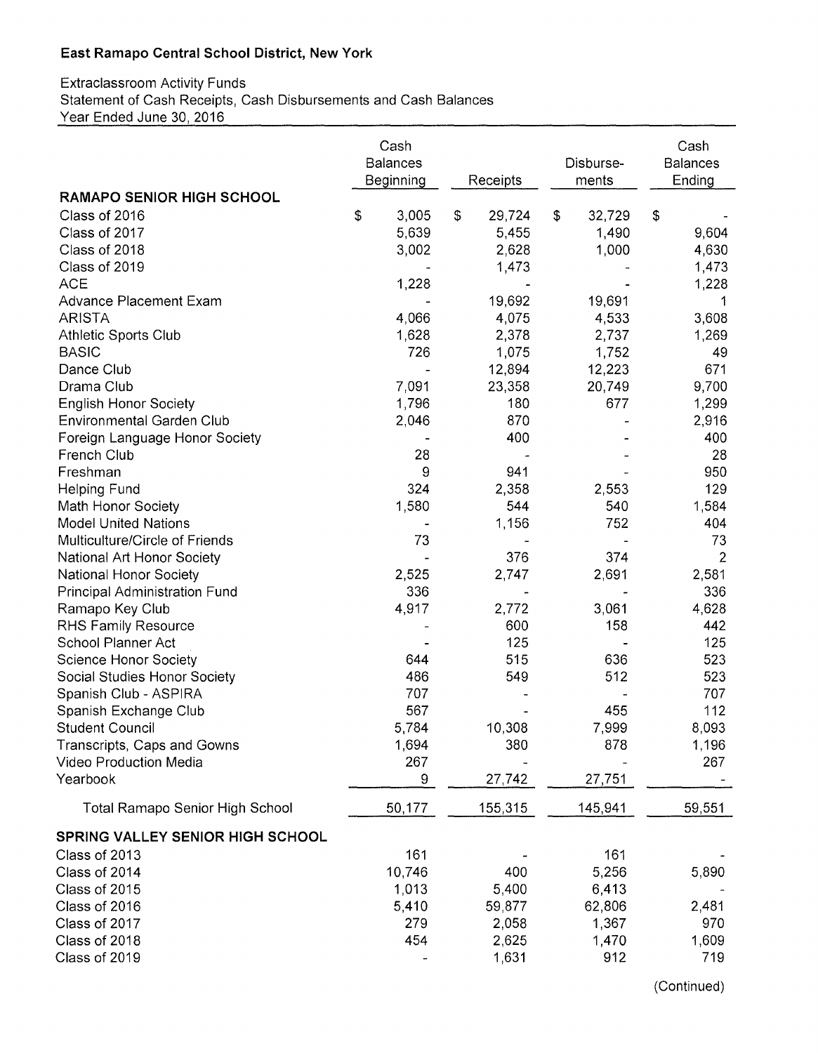**East Ramapo Central School District, New York**

Extraclassroom Activity Funds
Statement of Cash Receipts, Cash Disbursements and Cash Balances
Year Ended June 30, 2016

| | Cash Balances Beginning | Receipts | Disburse-ments | Cash Balances Ending |
|---|---|---|---|---|
| **RAMAPO SENIOR HIGH SCHOOL** | | | | |
| Class of 2016 | $ 3,005 | $ 29,724 | $ 32,729 | $ - |
| Class of 2017 | 5,639 | 5,455 | 1,490 | 9,604 |
| Class of 2018 | 3,002 | 2,628 | 1,000 | 4,630 |
| Class of 2019 | - | 1,473 | - | 1,473 |
| ACE | 1,228 | - | - | 1,228 |
| Advance Placement Exam | - | 19,692 | 19,691 | 1 |
| ARISTA | 4,066 | 4,075 | 4,533 | 3,608 |
| Athletic Sports Club | 1,628 | 2,378 | 2,737 | 1,269 |
| BASIC | 726 | 1,075 | 1,752 | 49 |
| Dance Club | - | 12,894 | 12,223 | 671 |
| Drama Club | 7,091 | 23,358 | 20,749 | 9,700 |
| English Honor Society | 1,796 | 180 | 677 | 1,299 |
| Environmental Garden Club | 2,046 | 870 | - | 2,916 |
| Foreign Language Honor Society | - | 400 | - | 400 |
| French Club | 28 | - | - | 28 |
| Freshman | 9 | 941 | - | 950 |
| Helping Fund | 324 | 2,358 | 2,553 | 129 |
| Math Honor Society | 1,580 | 544 | 540 | 1,584 |
| Model United Nations | - | 1,156 | 752 | 404 |
| Multiculture/Circle of Friends | 73 | - | - | 73 |
| National Art Honor Society | - | 376 | 374 | 2 |
| National Honor Society | 2,525 | 2,747 | 2,691 | 2,581 |
| Principal Administration Fund | 336 | - | - | 336 |
| Ramapo Key Club | 4,917 | 2,772 | 3,061 | 4,628 |
| RHS Family Resource | - | 600 | 158 | 442 |
| School Planner Act | - | 125 | - | 125 |
| Science Honor Society | 644 | 515 | 636 | 523 |
| Social Studies Honor Society | 486 | 549 | 512 | 523 |
| Spanish Club - ASPIRA | 707 | - | - | 707 |
| Spanish Exchange Club | 567 | - | 455 | 112 |
| Student Council | 5,784 | 10,308 | 7,999 | 8,093 |
| Transcripts, Caps and Gowns | 1,694 | 380 | 878 | 1,196 |
| Video Production Media | 267 | - | - | 267 |
| Yearbook | 9 | 27,742 | 27,751 | - |
| Total Ramapo Senior High School | 50,177 | 155,315 | 145,941 | 59,551 |
| **SPRING VALLEY SENIOR HIGH SCHOOL** | | | | |
| Class of 2013 | 161 | - | 161 | - |
| Class of 2014 | 10,746 | 400 | 5,256 | 5,890 |
| Class of 2015 | 1,013 | 5,400 | 6,413 | - |
| Class of 2016 | 5,410 | 59,877 | 62,806 | 2,481 |
| Class of 2017 | 279 | 2,058 | 1,367 | 970 |
| Class of 2018 | 454 | 2,625 | 1,470 | 1,609 |
| Class of 2019 | - | 1,631 | 912 | 719 |

(Continued)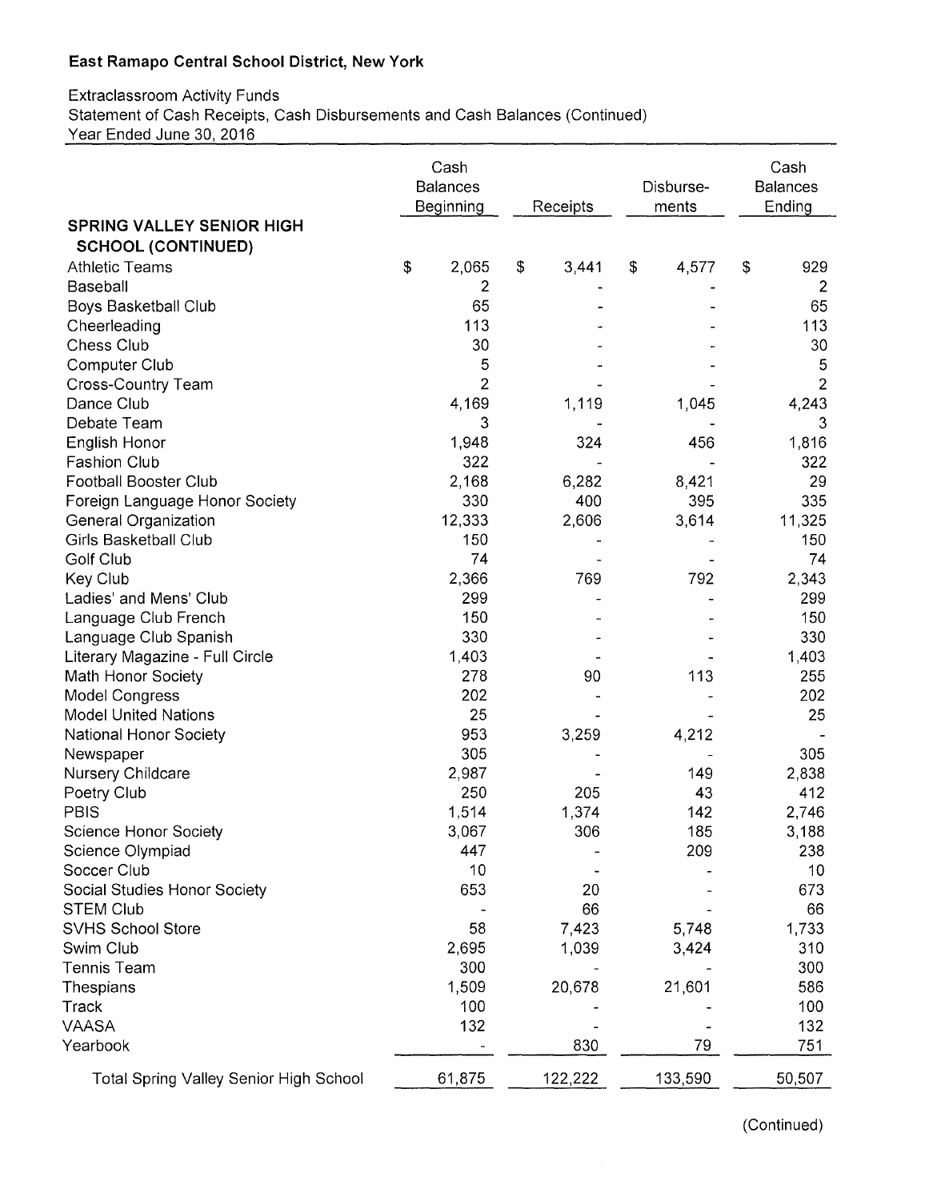**East Ramapo Central School District, New York**

Extraclassroom Activity Funds
Statement of Cash Receipts, Cash Disbursements and Cash Balances (Continued)
Year Ended June 30, 2016

| | Cash Balances Beginning | Receipts | Disburse- ments | Cash Balances Ending |
|---|---|---|---|---|
| **SPRING VALLEY SENIOR HIGH SCHOOL (CONTINUED)** | | | | |
| Athletic Teams | $ 2,065 | $ 3,441 | $ 4,577 | $ 929 |
| Baseball | 2 | - | - | 2 |
| Boys Basketball Club | 65 | - | - | 65 |
| Cheerleading | 113 | - | - | 113 |
| Chess Club | 30 | - | - | 30 |
| Computer Club | 5 | - | - | 5 |
| Cross-Country Team | 2 | - | - | 2 |
| Dance Club | 4,169 | 1,119 | 1,045 | 4,243 |
| Debate Team | 3 | - | - | 3 |
| English Honor | 1,948 | 324 | 456 | 1,816 |
| Fashion Club | 322 | - | - | 322 |
| Football Booster Club | 2,168 | 6,282 | 8,421 | 29 |
| Foreign Language Honor Society | 330 | 400 | 395 | 335 |
| General Organization | 12,333 | 2,606 | 3,614 | 11,325 |
| Girls Basketball Club | 150 | - | - | 150 |
| Golf Club | 74 | - | - | 74 |
| Key Club | 2,366 | 769 | 792 | 2,343 |
| Ladies' and Mens' Club | 299 | - | - | 299 |
| Language Club French | 150 | - | - | 150 |
| Language Club Spanish | 330 | - | - | 330 |
| Literary Magazine - Full Circle | 1,403 | - | - | 1,403 |
| Math Honor Society | 278 | 90 | 113 | 255 |
| Model Congress | 202 | - | - | 202 |
| Model United Nations | 25 | - | - | 25 |
| National Honor Society | 953 | 3,259 | 4,212 | - |
| Newspaper | 305 | - | - | 305 |
| Nursery Childcare | 2,987 | - | 149 | 2,838 |
| Poetry Club | 250 | 205 | 43 | 412 |
| PBIS | 1,514 | 1,374 | 142 | 2,746 |
| Science Honor Society | 3,067 | 306 | 185 | 3,188 |
| Science Olympiad | 447 | - | 209 | 238 |
| Soccer Club | 10 | - | - | 10 |
| Social Studies Honor Society | 653 | 20 | - | 673 |
| STEM Club | - | 66 | - | 66 |
| SVHS School Store | 58 | 7,423 | 5,748 | 1,733 |
| Swim Club | 2,695 | 1,039 | 3,424 | 310 |
| Tennis Team | 300 | - | - | 300 |
| Thespians | 1,509 | 20,678 | 21,601 | 586 |
| Track | 100 | - | - | 100 |
| VAASA | 132 | - | - | 132 |
| Yearbook | - | 830 | 79 | 751 |
| Total Spring Valley Senior High School | 61,875 | 122,222 | 133,590 | 50,507 |

(Continued)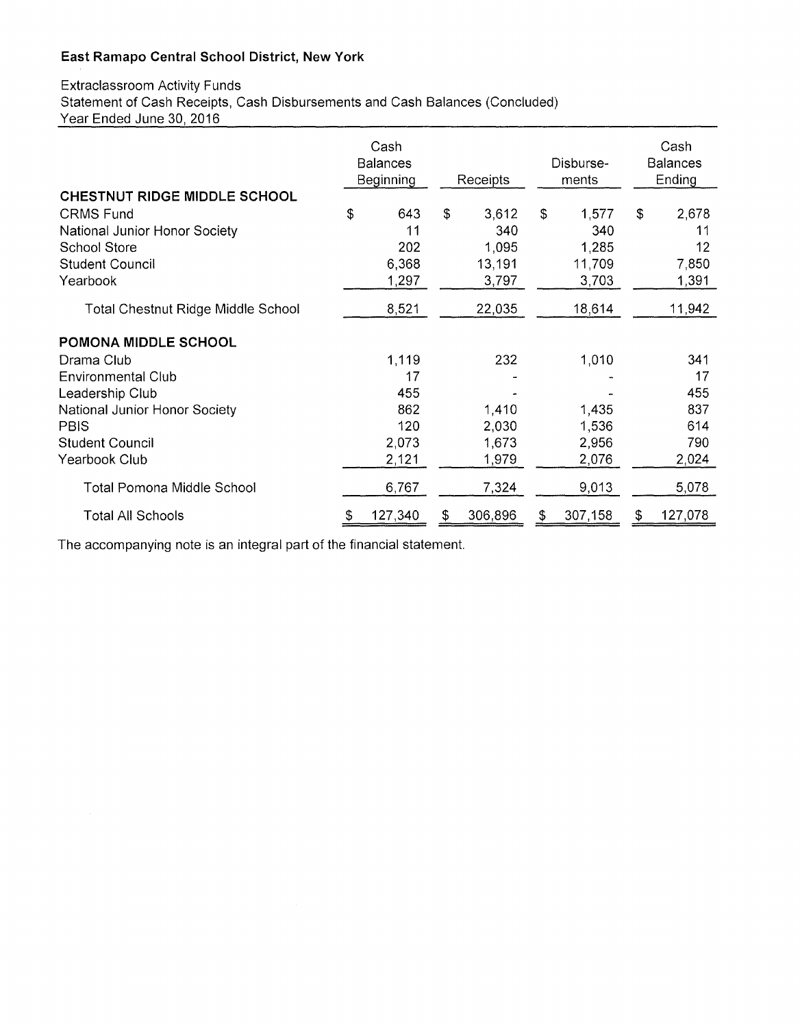**East Ramapo Central School District, New York**

Extraclassroom Activity Funds
Statement of Cash Receipts, Cash Disbursements and Cash Balances (Concluded)
Year Ended June 30, 2016

| | Cash Balances Beginning | Receipts | Disburse-ments | Cash Balances Ending |
|---|---|---|---|---|
| **CHESTNUT RIDGE MIDDLE SCHOOL** | | | | |
| CRMS Fund | $ 643 | $ 3,612 | $ 1,577 | $ 2,678 |
| National Junior Honor Society | 11 | 340 | 340 | 11 |
| School Store | 202 | 1,095 | 1,285 | 12 |
| Student Council | 6,368 | 13,191 | 11,709 | 7,850 |
| Yearbook | 1,297 | 3,797 | 3,703 | 1,391 |
| Total Chestnut Ridge Middle School | 8,521 | 22,035 | 18,614 | 11,942 |
| **POMONA MIDDLE SCHOOL** | | | | |
| Drama Club | 1,119 | 232 | 1,010 | 341 |
| Environmental Club | 17 | - | - | 17 |
| Leadership Club | 455 | - | - | 455 |
| National Junior Honor Society | 862 | 1,410 | 1,435 | 837 |
| PBIS | 120 | 2,030 | 1,536 | 614 |
| Student Council | 2,073 | 1,673 | 2,956 | 790 |
| Yearbook Club | 2,121 | 1,979 | 2,076 | 2,024 |
| Total Pomona Middle School | 6,767 | 7,324 | 9,013 | 5,078 |
| Total All Schools | $ 127,340 | $ 306,896 | $ 307,158 | $ 127,078 |

The accompanying note is an integral part of the financial statement.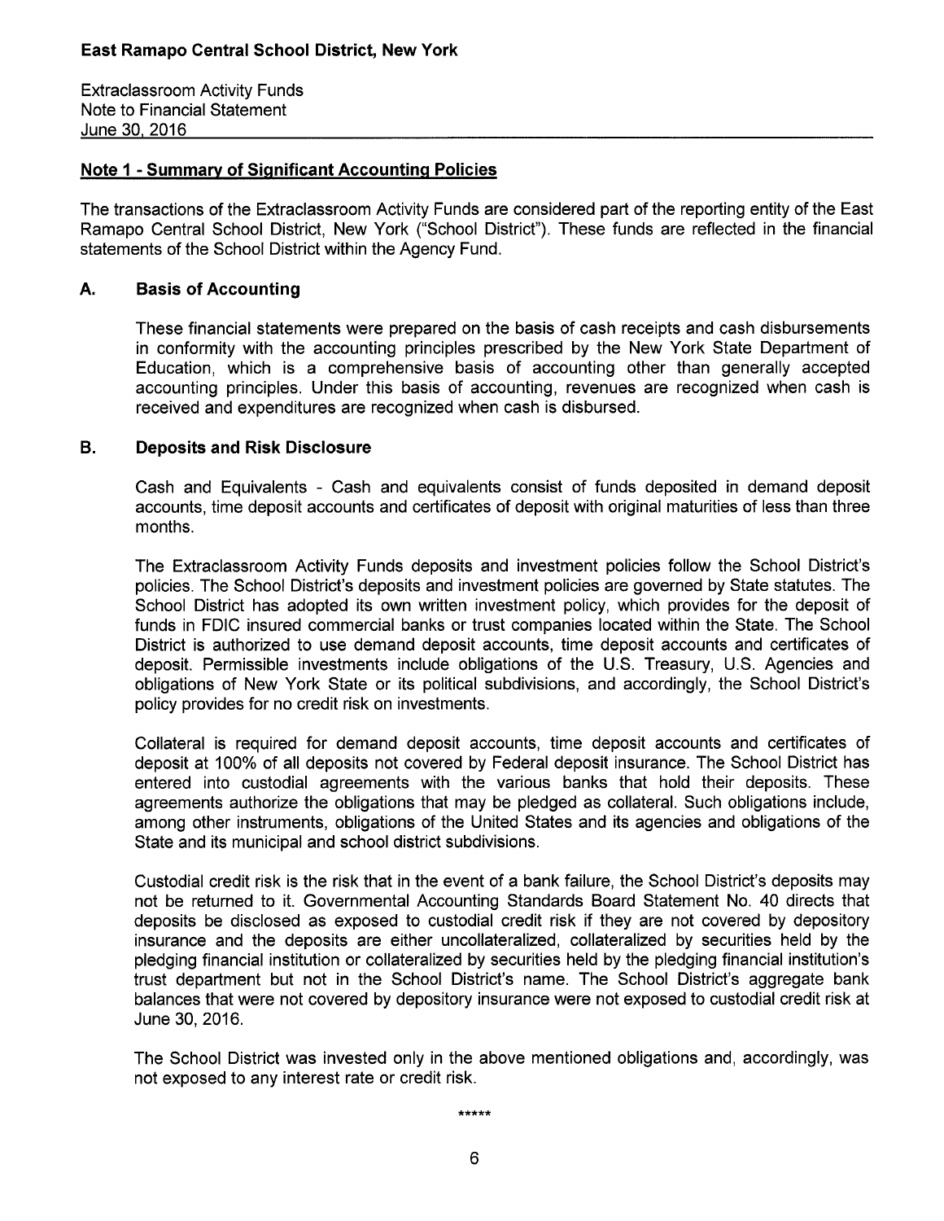**East Ramapo Central School District, New York**

Extraclassroom Activity Funds
Note to Financial Statement
June 30, 2016

## Note 1 - Summary of Significant Accounting Policies

The transactions of the Extraclassroom Activity Funds are considered part of the reporting entity of the East Ramapo Central School District, New York ("School District"). These funds are reflected in the financial statements of the School District within the Agency Fund.

### A. Basis of Accounting

These financial statements were prepared on the basis of cash receipts and cash disbursements in conformity with the accounting principles prescribed by the New York State Department of Education, which is a comprehensive basis of accounting other than generally accepted accounting principles. Under this basis of accounting, revenues are recognized when cash is received and expenditures are recognized when cash is disbursed.

### B. Deposits and Risk Disclosure

Cash and Equivalents - Cash and equivalents consist of funds deposited in demand deposit accounts, time deposit accounts and certificates of deposit with original maturities of less than three months.

The Extraclassroom Activity Funds deposits and investment policies follow the School District's policies. The School District's deposits and investment policies are governed by State statutes. The School District has adopted its own written investment policy, which provides for the deposit of funds in FDIC insured commercial banks or trust companies located within the State. The School District is authorized to use demand deposit accounts, time deposit accounts and certificates of deposit. Permissible investments include obligations of the U.S. Treasury, U.S. Agencies and obligations of New York State or its political subdivisions, and accordingly, the School District's policy provides for no credit risk on investments.

Collateral is required for demand deposit accounts, time deposit accounts and certificates of deposit at 100% of all deposits not covered by Federal deposit insurance. The School District has entered into custodial agreements with the various banks that hold their deposits. These agreements authorize the obligations that may be pledged as collateral. Such obligations include, among other instruments, obligations of the United States and its agencies and obligations of the State and its municipal and school district subdivisions.

Custodial credit risk is the risk that in the event of a bank failure, the School District's deposits may not be returned to it. Governmental Accounting Standards Board Statement No. 40 directs that deposits be disclosed as exposed to custodial credit risk if they are not covered by depository insurance and the deposits are either uncollateralized, collateralized by securities held by the pledging financial institution or collateralized by securities held by the pledging financial institution's trust department but not in the School District's name. The School District's aggregate bank balances that were not covered by depository insurance were not exposed to custodial credit risk at June 30, 2016.

The School District was invested only in the above mentioned obligations and, accordingly, was not exposed to any interest rate or credit risk.

*****